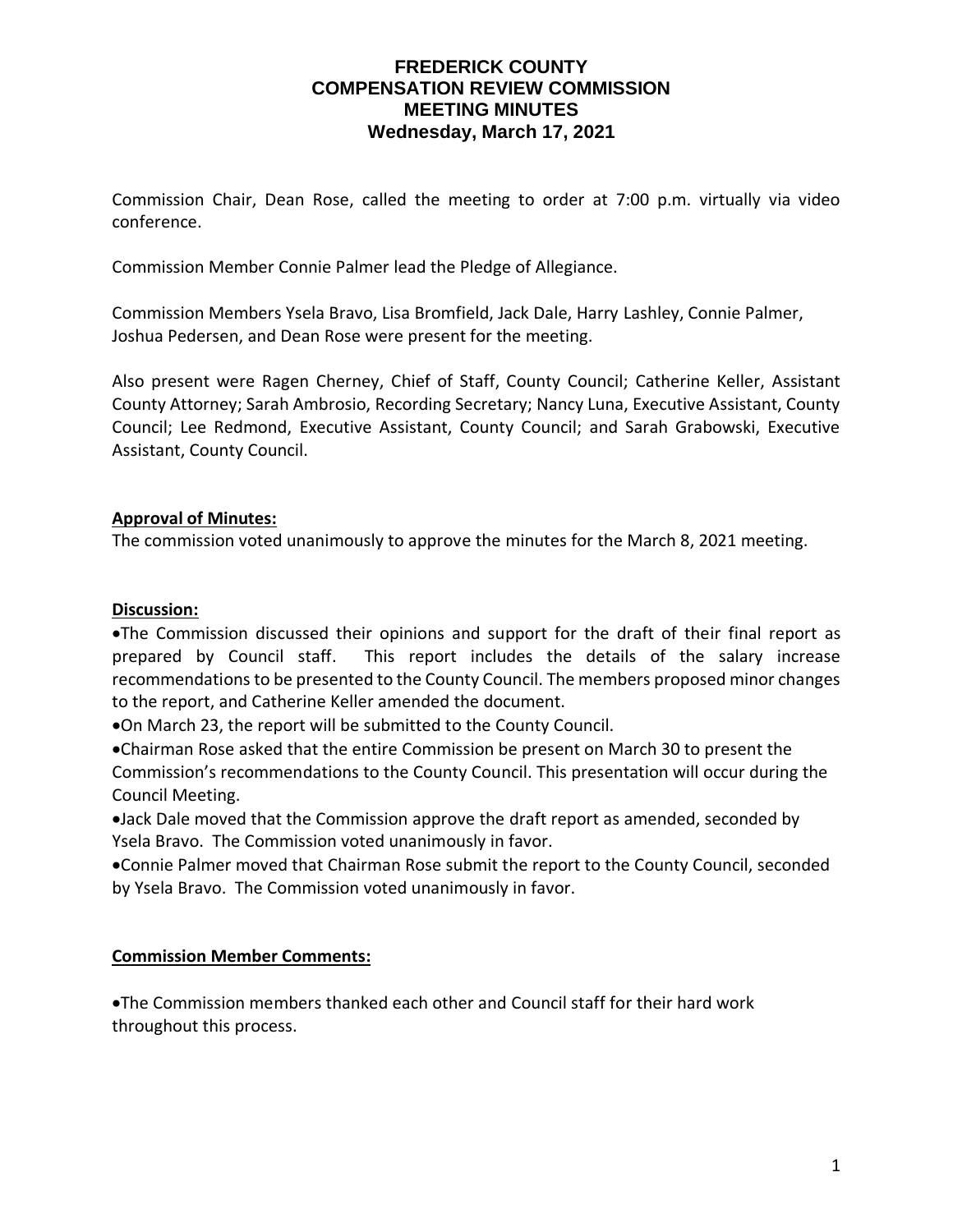# FREDERICK COUNTY
# COMPENSATION REVIEW COMMISSION
# MEETING MINUTES
## Wednesday, March 17, 2021

Commission Chair, Dean Rose, called the meeting to order at 7:00 p.m. virtually via video conference.

Commission Member Connie Palmer lead the Pledge of Allegiance.

Commission Members Ysela Bravo, Lisa Bromfield, Jack Dale, Harry Lashley, Connie Palmer, Joshua Pedersen, and Dean Rose were present for the meeting.

Also present were Ragen Cherney, Chief of Staff, County Council; Catherine Keller, Assistant County Attorney; Sarah Ambrosio, Recording Secretary; Nancy Luna, Executive Assistant, County Council; Lee Redmond, Executive Assistant, County Council; and Sarah Grabowski, Executive Assistant, County Council.

**Approval of Minutes:**

The commission voted unanimously to approve the minutes for the March 8, 2021 meeting.

**Discussion:**

- The Commission discussed their opinions and support for the draft of their final report as prepared by Council staff. This report includes the details of the salary increase recommendations to be presented to the County Council. The members proposed minor changes to the report, and Catherine Keller amended the document.
- On March 23, the report will be submitted to the County Council.
- Chairman Rose asked that the entire Commission be present on March 30 to present the Commission's recommendations to the County Council. This presentation will occur during the Council Meeting.
- Jack Dale moved that the Commission approve the draft report as amended, seconded by Ysela Bravo. The Commission voted unanimously in favor.
- Connie Palmer moved that Chairman Rose submit the report to the County Council, seconded by Ysela Bravo. The Commission voted unanimously in favor.

**Commission Member Comments:**

- The Commission members thanked each other and Council staff for their hard work throughout this process.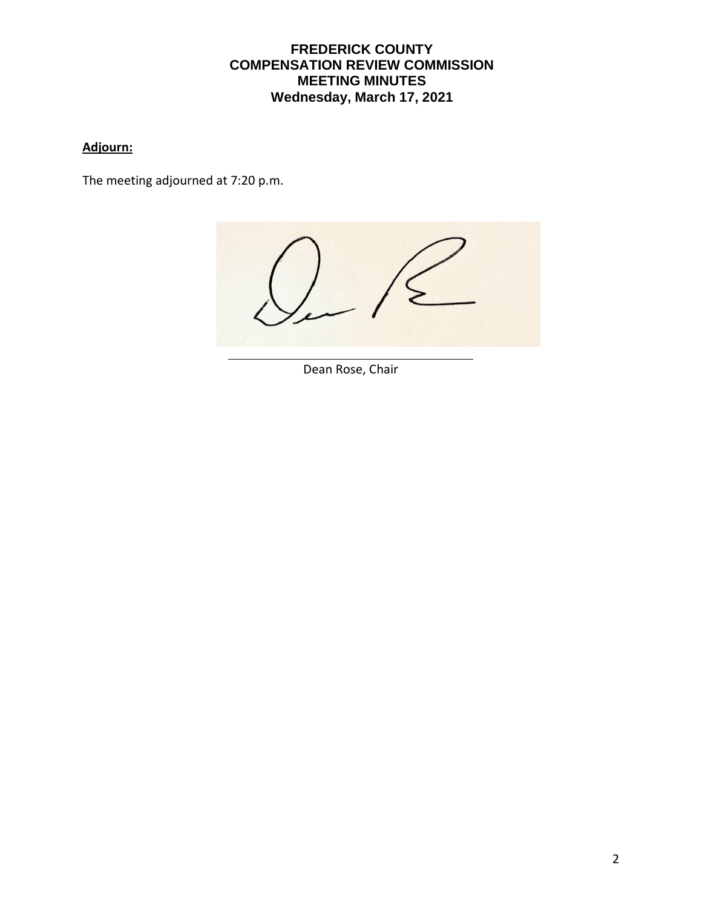# FREDERICK COUNTY
# COMPENSATION REVIEW COMMISSION
# MEETING MINUTES
# Wednesday, March 17, 2021

**Adjourn:**

The meeting adjourned at 7:20 p.m.

Dean Rose, Chair